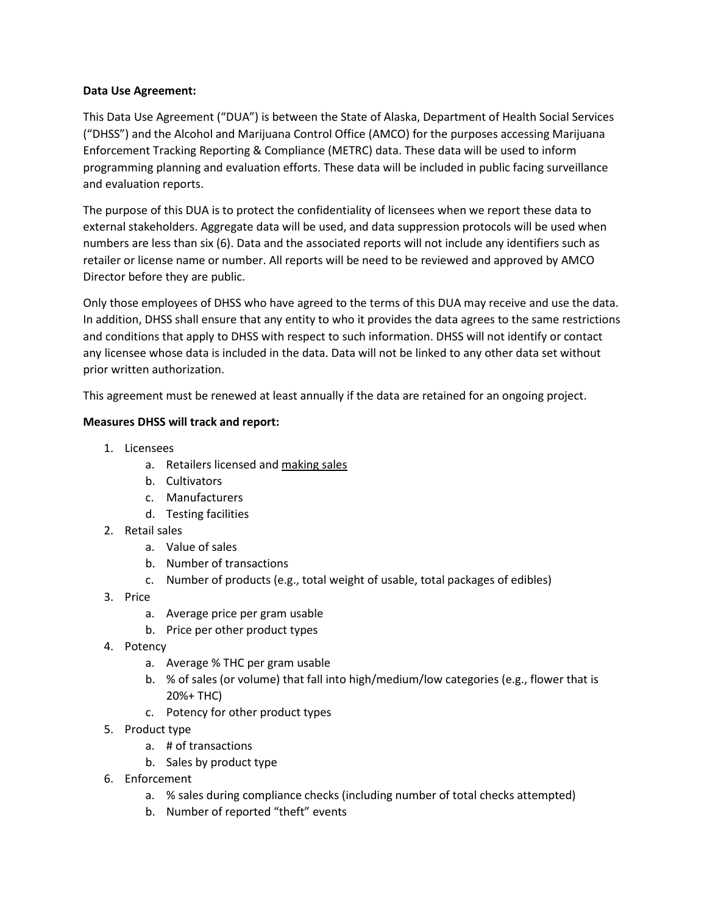**Data Use Agreement:**

This Data Use Agreement ("DUA") is between the State of Alaska, Department of Health Social Services ("DHSS") and the Alcohol and Marijuana Control Office (AMCO) for the purposes accessing Marijuana Enforcement Tracking Reporting & Compliance (METRC) data. These data will be used to inform programming planning and evaluation efforts. These data will be included in public facing surveillance and evaluation reports.

The purpose of this DUA is to protect the confidentiality of licensees when we report these data to external stakeholders. Aggregate data will be used, and data suppression protocols will be used when numbers are less than six (6). Data and the associated reports will not include any identifiers such as retailer or license name or number. All reports will be need to be reviewed and approved by AMCO Director before they are public.

Only those employees of DHSS who have agreed to the terms of this DUA may receive and use the data. In addition, DHSS shall ensure that any entity to who it provides the data agrees to the same restrictions and conditions that apply to DHSS with respect to such information. DHSS will not identify or contact any licensee whose data is included in the data. Data will not be linked to any other data set without prior written authorization.

This agreement must be renewed at least annually if the data are retained for an ongoing project.

**Measures DHSS will track and report:**

1. Licensees
   a. Retailers licensed and <u>making sales</u>
   b. Cultivators
   c. Manufacturers
   d. Testing facilities
2. Retail sales
   a. Value of sales
   b. Number of transactions
   c. Number of products (e.g., total weight of usable, total packages of edibles)
3. Price
   a. Average price per gram usable
   b. Price per other product types
4. Potency
   a. Average % THC per gram usable
   b. % of sales (or volume) that fall into high/medium/low categories (e.g., flower that is 20%+ THC)
   c. Potency for other product types
5. Product type
   a. # of transactions
   b. Sales by product type
6. Enforcement
   a. % sales during compliance checks (including number of total checks attempted)
   b. Number of reported "theft" events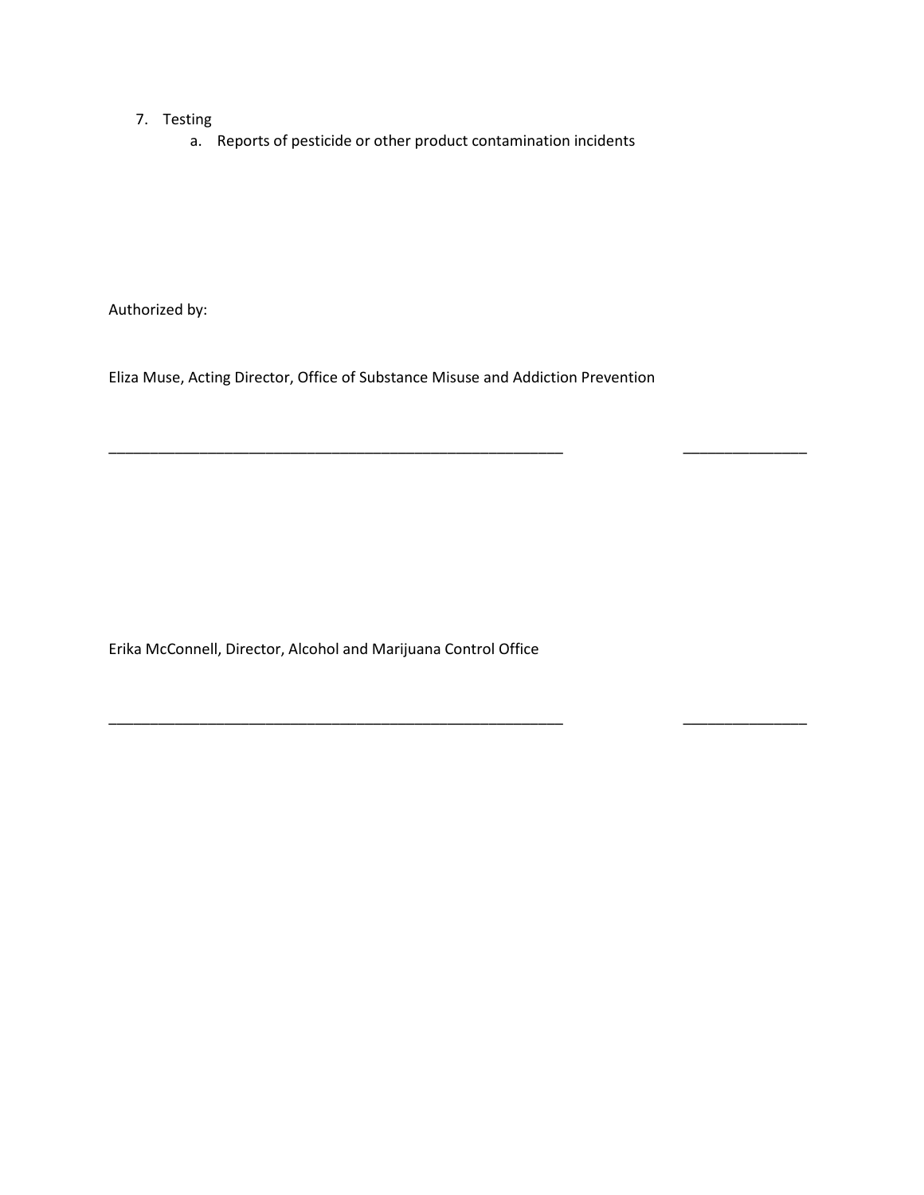7. Testing
    a. Reports of pesticide or other product contamination incidents

Authorized by:

Eliza Muse, Acting Director, Office of Substance Misuse and Addiction Prevention

\_\_\_\_\_\_\_\_\_\_\_\_\_\_\_\_\_\_\_\_\_\_\_\_\_\_\_\_\_\_\_\_\_\_\_\_\_\_\_\_\_\_\_\_\_\_\_\_\_\_\_\_\_\_\_\_ \_\_\_\_\_\_\_\_\_\_\_\_\_\_\_\_

Erika McConnell, Director, Alcohol and Marijuana Control Office

\_\_\_\_\_\_\_\_\_\_\_\_\_\_\_\_\_\_\_\_\_\_\_\_\_\_\_\_\_\_\_\_\_\_\_\_\_\_\_\_\_\_\_\_\_\_\_\_\_\_\_\_\_\_\_\_ \_\_\_\_\_\_\_\_\_\_\_\_\_\_\_\_